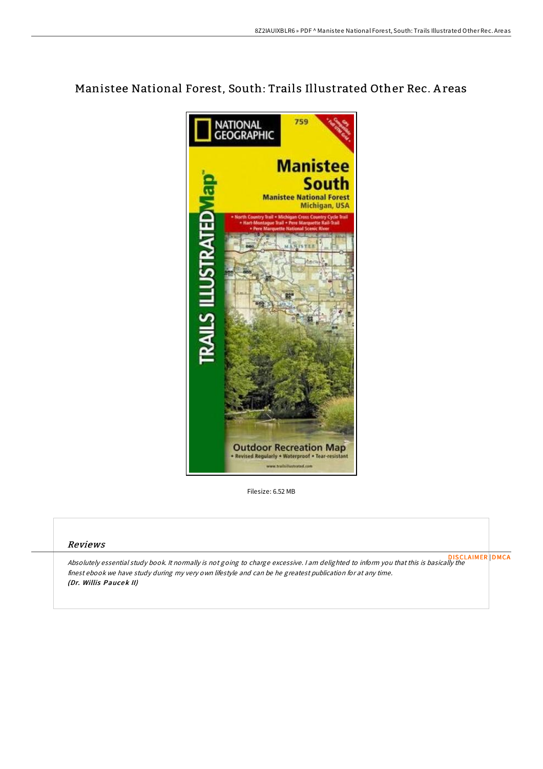# Manistee National Forest, South: Trails Illustrated Other Rec. Areas

Filesize: 6.52 MB

## Reviews

*Absolutely essential study book. It normally is not going to charge excessive. I am delighted to inform you that this is basically the finest ebook we have study during my very own lifestyle and can be he greatest publication for at any time.*
***(Dr. Willis Paucek II)***

DISCLAIMER | DMCA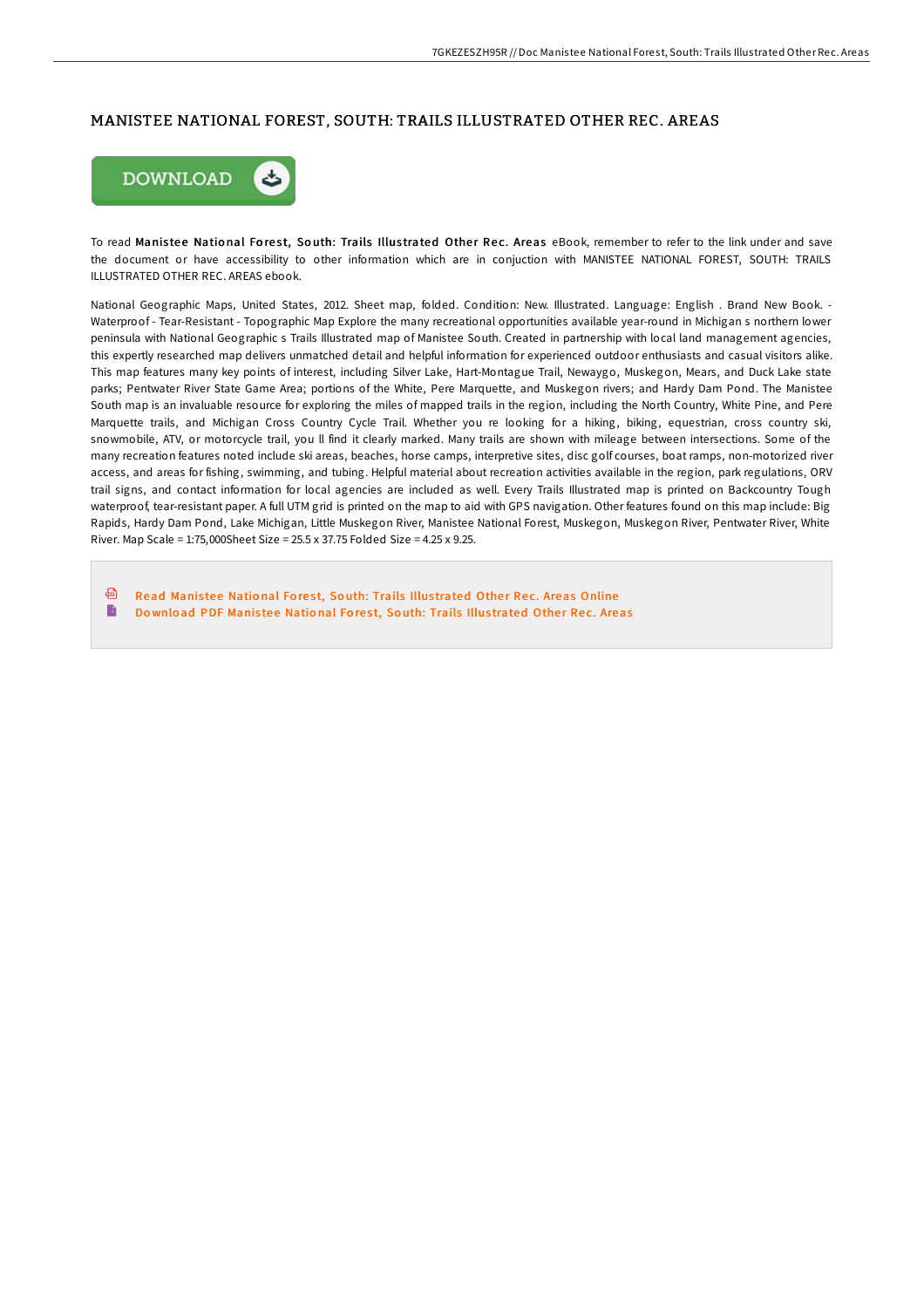# MANISTEE NATIONAL FOREST, SOUTH: TRAILS ILLUSTRATED OTHER REC. AREAS

To read **Manistee National Forest, South: Trails Illustrated Other Rec. Areas** eBook, remember to refer to the link under and save the document or have accessibility to other information which are in conjuction with MANISTEE NATIONAL FOREST, SOUTH: TRAILS ILLUSTRATED OTHER REC. AREAS ebook.

National Geographic Maps, United States, 2012. Sheet map, folded. Condition: New. Illustrated. Language: English . Brand New Book. - Waterproof - Tear-Resistant - Topographic Map Explore the many recreational opportunities available year-round in Michigan s northern lower peninsula with National Geographic s Trails Illustrated map of Manistee South. Created in partnership with local land management agencies, this expertly researched map delivers unmatched detail and helpful information for experienced outdoor enthusiasts and casual visitors alike. This map features many key points of interest, including Silver Lake, Hart-Montague Trail, Newaygo, Muskegon, Mears, and Duck Lake state parks; Pentwater River State Game Area; portions of the White, Pere Marquette, and Muskegon rivers; and Hardy Dam Pond. The Manistee South map is an invaluable resource for exploring the miles of mapped trails in the region, including the North Country, White Pine, and Pere Marquette trails, and Michigan Cross Country Cycle Trail. Whether you re looking for a hiking, biking, equestrian, cross country ski, snowmobile, ATV, or motorcycle trail, you ll find it clearly marked. Many trails are shown with mileage between intersections. Some of the many recreation features noted include ski areas, beaches, horse camps, interpretive sites, disc golf courses, boat ramps, non-motorized river access, and areas for fishing, swimming, and tubing. Helpful material about recreation activities available in the region, park regulations, ORV trail signs, and contact information for local agencies are included as well. Every Trails Illustrated map is printed on Backcountry Tough waterproof, tear-resistant paper. A full UTM grid is printed on the map to aid with GPS navigation. Other features found on this map include: Big Rapids, Hardy Dam Pond, Lake Michigan, Little Muskegon River, Manistee National Forest, Muskegon, Muskegon River, Pentwater River, White River. Map Scale = 1:75,000Sheet Size = 25.5 x 37.75 Folded Size = 4.25 x 9.25.

- Read Manistee National Forest, South: Trails Illustrated Other Rec. Areas Online
- Download PDF Manistee National Forest, South: Trails Illustrated Other Rec. Areas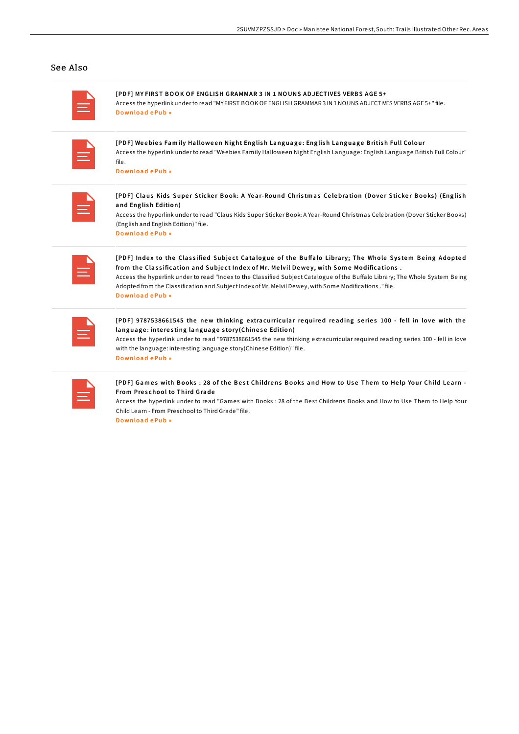## See Also

[PDF] MY FIRST BOOK OF ENGLISH GRAMMAR 3 IN 1 NOUNS ADJECTIVES VERBS AGE 5+
Access the hyperlink under to read "MY FIRST BOOK OF ENGLISH GRAMMAR 3 IN 1 NOUNS ADJECTIVES VERBS AGE 5+" file.
Download ePub »

[PDF] Weebies Family Halloween Night English Language: English Language British Full Colour
Access the hyperlink under to read "Weebies Family Halloween Night English Language: English Language British Full Colour" file.
Download ePub »

[PDF] Claus Kids Super Sticker Book: A Year-Round Christmas Celebration (Dover Sticker Books) (English and English Edition)
Access the hyperlink under to read "Claus Kids Super Sticker Book: A Year-Round Christmas Celebration (Dover Sticker Books) (English and English Edition)" file.
Download ePub »

[PDF] Index to the Classified Subject Catalogue of the Buffalo Library; The Whole System Being Adopted from the Classification and Subject Index of Mr. Melvil Dewey, with Some Modifications .
Access the hyperlink under to read "Index to the Classified Subject Catalogue of the Buffalo Library; The Whole System Being Adopted from the Classification and Subject Index of Mr. Melvil Dewey, with Some Modifications ." file.
Download ePub »

[PDF] 9787538661545 the new thinking extracurricular required reading series 100 - fell in love with the language: interesting language story(Chinese Edition)
Access the hyperlink under to read "9787538661545 the new thinking extracurricular required reading series 100 - fell in love with the language: interesting language story(Chinese Edition)" file.
Download ePub »

[PDF] Games with Books : 28 of the Best Childrens Books and How to Use Them to Help Your Child Learn - From Preschool to Third Grade
Access the hyperlink under to read "Games with Books : 28 of the Best Childrens Books and How to Use Them to Help Your Child Learn - From Preschool to Third Grade" file.
Download ePub »